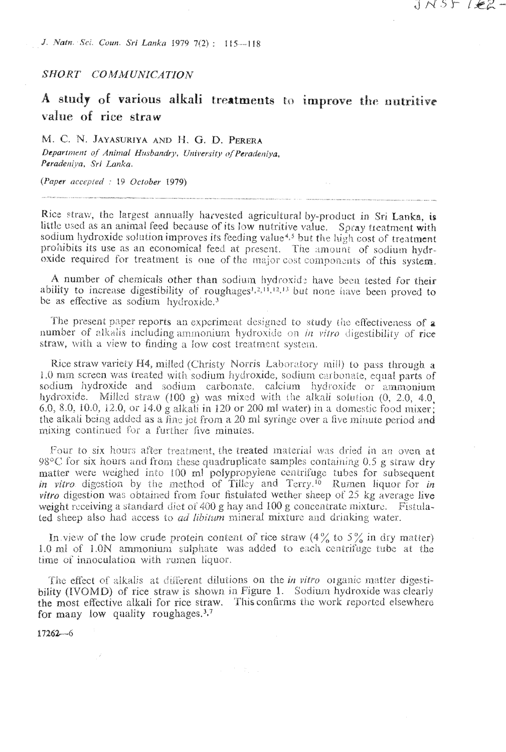*SHORT COMMUNICATION*

# A study of various alkali treatments to improve the nutritive value of rice straw

M. C. N. JAYASURIYA AND H. G. D. PERERA

*Department of Animal Husbandry, University of Peradeniya, Peradeniya, Sri Lanka.*

(*Paper accepted : 19 October 1979*)

Rice straw, the largest annually harvested agricultural by-product in Sri Lanka, is little used as an animal feed because of its low nutritive value. Spray treatment with sodium hydroxide solution improves its feeding value[4,5] but the high cost of treatment prohibits its use as an economical feed at present. The amount of sodium hydroxide required for treatment is one of the major cost components of this system.

A number of chemicals other than sodium hydroxide have been tested for their ability to increase digestibility of roughages[1,2,11,12,13] but none have been proved to be as effective as sodium hydroxide.[3]

The present paper reports an experiment designed to study the effectiveness of a number of alkalis including ammonium hydroxide on *in vitro* digestibility of rice straw, with a view to finding a low cost treatment system.

Rice straw variety H4, milled (Christy Norris Laboratory mill) to pass through a 1.0 mm screen was treated with sodium hydroxide, sodium carbonate, equal parts of sodium hydroxide and sodium carbonate, calcium hydroxide or ammonium hydroxide. Milled straw (100 g) was mixed with the alkali solution (0, 2.0, 4.0, 6.0, 8.0, 10.0, 12.0, or 14.0 g alkali in 120 or 200 ml water) in a domestic food mixer; the alkali being added as a fine jet from a 20 ml syringe over a five minute period and mixing continued for a further five minutes.

Four to six hours after treatment, the treated material was dried in an oven at 98°C for six hours and from these quadruplicate samples containing 0.5 g straw dry matter were weighed into 100 ml polypropylene centrifuge tubes for subsequent *in vitro* digestion by the method of Tilley and Terry.[10] Rumen liquor for *in vitro* digestion was obtained from four fistulated wether sheep of 25 kg average live weight receiving a standard diet of 400 g hay and 100 g concentrate mixture. Fistulated sheep also had access to *ad libitum* mineral mixture and drinking water.

In view of the low crude protein content of rice straw (4% to 5% in dry matter) 1.0 ml of 1.0N ammonium sulphate was added to each centrifuge tube at the time of innoculation with rumen liquor.

The effect of alkalis at different dilutions on the *in vitro* organic matter digestibility (IVOMD) of rice straw is shown in Figure 1. Sodium hydroxide was clearly the most effective alkali for rice straw. This confirms the work reported elsewhere for many low quality roughages.[3,7]

17262—6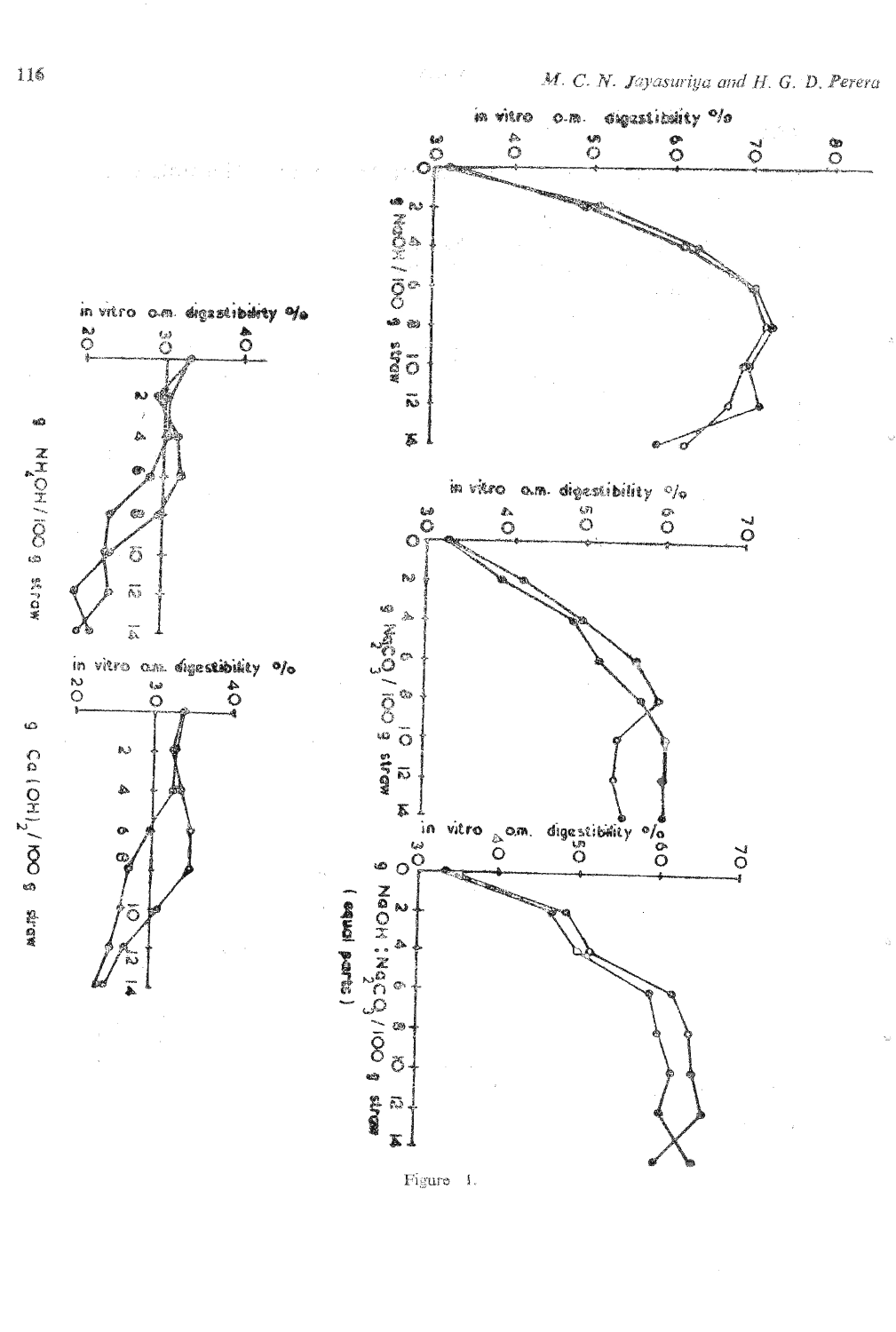Figure 1.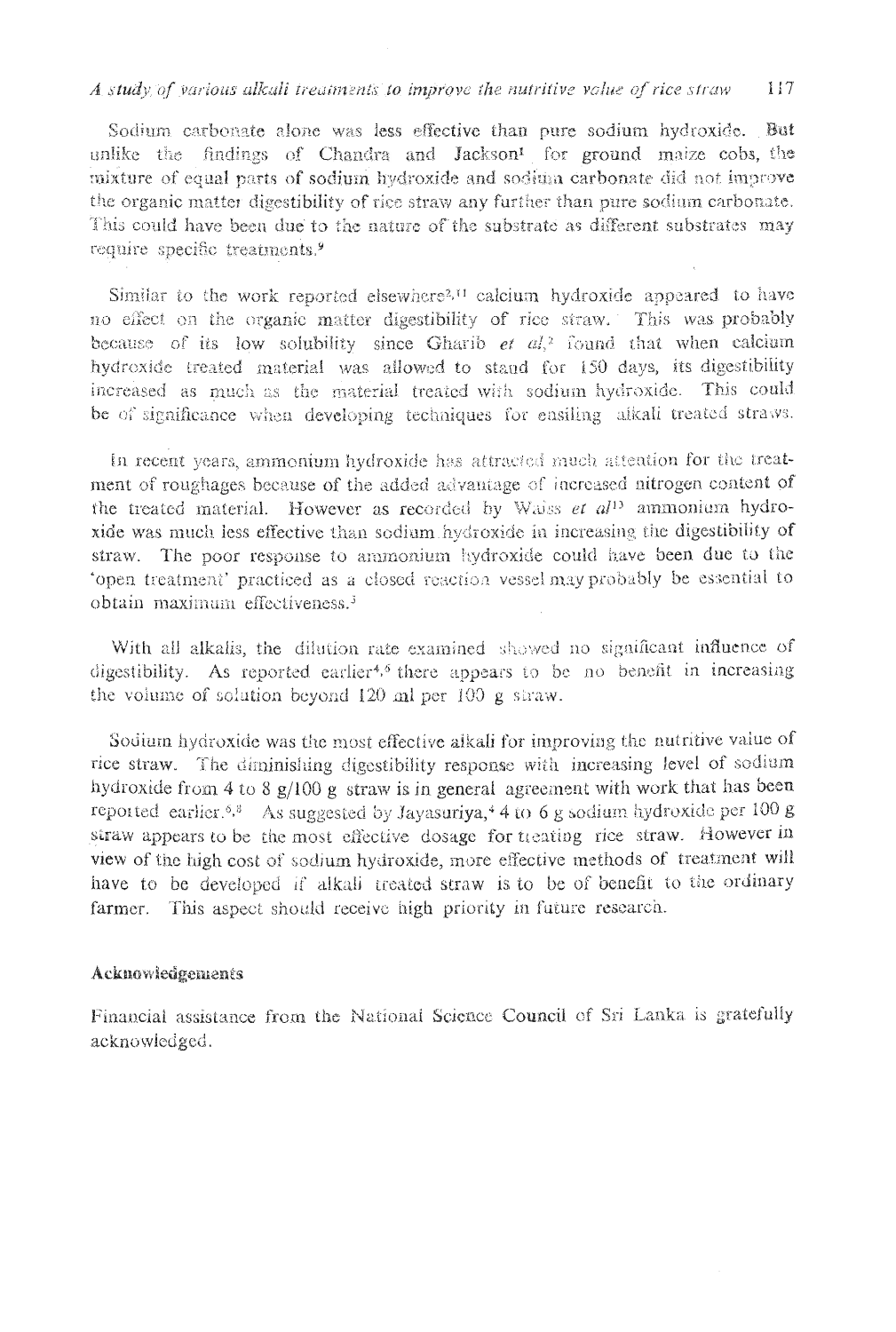Sodium carbonate alone was less effective than pure sodium hydroxide. But unlike the findings of Chandra and Jackson[1] for ground maize cobs, the mixture of equal parts of sodium hydroxide and sodium carbonate did not improve the organic matter digestibility of rice straw any further than pure sodium carbonate. This could have been due to the nature of the substrate as different substrates may require specific treatments.[9]

Similar to the work reported elsewhere[2,11] calcium hydroxide appeared to have no effect on the organic matter digestibility of rice straw. This was probably because of its low solubility since Gharib *et al*,[2] found that when calcium hydroxide treated material was allowed to stand for 150 days, its digestibility increased as much as the material treated with sodium hydroxide. This could be of significance when developing techniques for ensiling alkali treated straws.

In recent years, ammonium hydroxide has attracted much attention for the treatment of roughages because of the added advantage of increased nitrogen content of the treated material. However as recorded by Waiss *et al*[13] ammonium hydroxide was much less effective than sodium hydroxide in increasing the digestibility of straw. The poor response to ammonium hydroxide could have been due to the 'open treatment' practiced as a closed reaction vessel may probably be essential to obtain maximum effectiveness.[3]

With all alkalis, the dilution rate examined showed no significant influence of digestibility. As reported earlier[4,5] there appears to be no benefit in increasing the volume of solution beyond 120 ml per 100 g straw.

Sodium hydroxide was the most effective alkali for improving the nutritive value of rice straw. The diminishing digestibility response with increasing level of sodium hydroxide from 4 to 8 g/100 g straw is in general agreement with work that has been reported earlier.[6,8] As suggested by Jayasuriya,[4] 4 to 6 g sodium hydroxide per 100 g straw appears to be the most effective dosage for treating rice straw. However in view of the high cost of sodium hydroxide, more effective methods of treatment will have to be developed if alkali treated straw is to be of benefit to the ordinary farmer. This aspect should receive high priority in future research.

### Acknowledgements

Financial assistance from the National Science Council of Sri Lanka is gratefully acknowledged.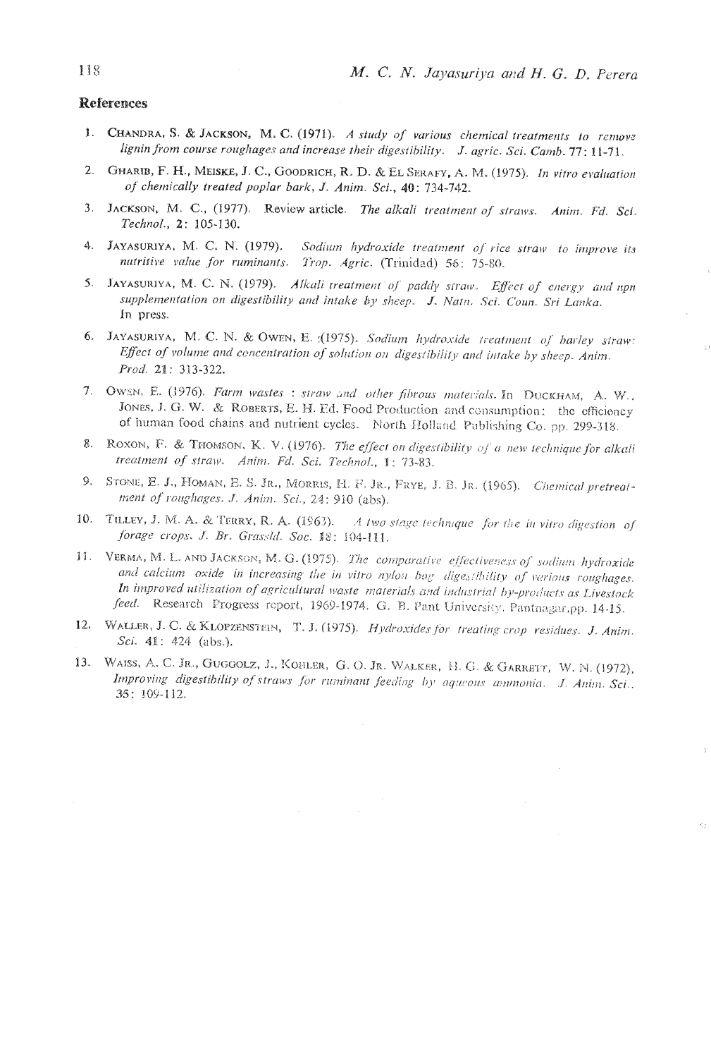## References

1. CHANDRA, S. & JACKSON, M. C. (1971). *A study of various chemical treatments to remove lignin from course roughages and increase their digestibility*. *J. agric. Sci. Camb.* 77: 11-71.
2. GHARIB, F. H., MEISKE, J. C., GOODRICH, R. D. & EL SERAFY, A. M. (1975). *In vitro evaluation of chemically treated poplar bark*, *J. Anim. Sci.*, 40: 734-742.
3. JACKSON, M. C., (1977). Review article. *The alkali treatment of straws*. *Anim. Fd. Sci. Technol.*, 2: 105-130.
4. JAYASURIYA, M. C. N. (1979). *Sodium hydroxide treatment of rice straw to improve its nutritive value for ruminants*. *Trop. Agric.* (Trinidad) 56: 75-80.
5. JAYASURIYA, M. C. N. (1979). *Alkali treatment of paddy straw. Effect of energy and npn supplementation on digestibility and intake by sheep*. *J. Natn. Sci. Coun. Sri Lanka.* In press.
6. JAYASURIYA, M. C. N. & OWEN, E. :(1975). *Sodium hydroxide treatment of barley straw: Effect of volume and concentration of solution on digestibility and intake by sheep*. *Anim. Prod.* 21: 313-322.
7. OWEN, E. (1976). *Farm wastes : straw and other fibrous materials*. In DUCKHAM, A. W., JONES, J. G. W. & ROBERTS, E. H. Ed. Food Production and consumption: the efficiency of human food chains and nutrient cycles. North Holland Publishing Co. pp. 299-318.
8. ROXON, F. & THOMSON, K. V. (1976). *The effect on digestibility of a new technique for alkali treatment of straw*. *Anim. Fd. Sci. Technol.*, 1: 73-83.
9. STONE, E. J., HOMAN, E. S. JR., MORRIS, H. F. JR., FRYE, J. B. JR. (1965). *Chemical pretreatment of roughages*. *J. Anim. Sci.*, 24: 910 (abs).
10. TILLEY, J. M. A. & TERRY, R. A. (1963). *A two stage technique for the in vitro digestion of forage crops*. *J. Br. Grassld. Soc.* 18: 104-111.
11. VERMA, M. L. AND JACKSON, M. G. (1975). *The comparative effectiveness of sodium hydroxide and calcium oxide in increasing the in vitro nylon bag digestibility of various roughages. In improved utilization of agricultural waste materials and industrial by-products as Livestock feed.* Research Progress report, 1969-1974. G. B. Pant University, Pantnagar.pp. 14-15.
12. WALLER, J. C. & KLOPZENSTEIN, T. J. (1975). *Hydroxides for treating crop residues*. *J. Anim. Sci.* 41: 424 (abs.).
13. WAISS, A. C. JR., GUGGOLZ, J., KOHLER, G. O. JR. WALKER, H. G. & GARRETT, W. N. (1972), *Improving digestibility of straws for ruminant feeding by aqueous ammonia*. *J. Anim. Sci.*, 35: 109-112.